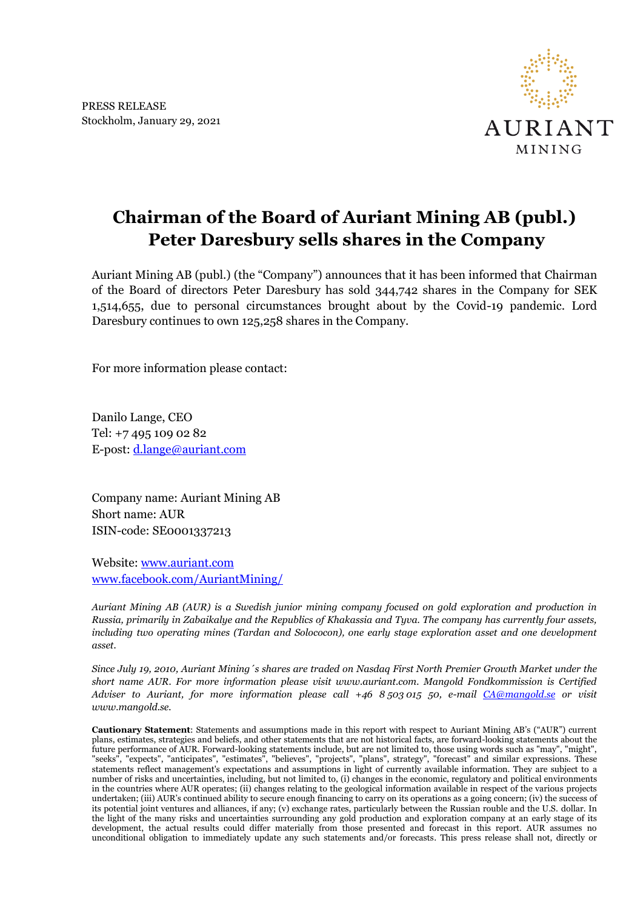PRESS RELEASE
Stockholm, January 29, 2021

AURIANT MINING

# Chairman of the Board of Auriant Mining AB (publ.) Peter Daresbury sells shares in the Company

Auriant Mining AB (publ.) (the "Company") announces that it has been informed that Chairman of the Board of directors Peter Daresbury has sold 344,742 shares in the Company for SEK 1,514,655, due to personal circumstances brought about by the Covid-19 pandemic. Lord Daresbury continues to own 125,258 shares in the Company.

For more information please contact:

Danilo Lange, CEO
Tel: +7 495 109 02 82
E-post: d.lange@auriant.com

Company name: Auriant Mining AB
Short name: AUR
ISIN-code: SE0001337213

Website: www.auriant.com
www.facebook.com/AuriantMining/

*Auriant Mining AB (AUR) is a Swedish junior mining company focused on gold exploration and production in Russia, primarily in Zabaikalye and the Republics of Khakassia and Tyva. The company has currently four assets, including two operating mines (Tardan and Solcocon), one early stage exploration asset and one development asset.*

*Since July 19, 2010, Auriant Mining´s shares are traded on Nasdaq First North Premier Growth Market under the short name AUR. For more information please visit www.auriant.com. Mangold Fondkommission is Certified Adviser to Auriant, for more information please call +46 8 503 015 50, e-mail CA@mangold.se or visit www.mangold.se.*

**Cautionary Statement**: Statements and assumptions made in this report with respect to Auriant Mining AB's ("AUR") current plans, estimates, strategies and beliefs, and other statements that are not historical facts, are forward-looking statements about the future performance of AUR. Forward-looking statements include, but are not limited to, those using words such as "may", "might", "seeks", "expects", "anticipates", "estimates", "believes", "projects", "plans", strategy", "forecast" and similar expressions. These statements reflect management's expectations and assumptions in light of currently available information. They are subject to a number of risks and uncertainties, including, but not limited to, (i) changes in the economic, regulatory and political environments in the countries where AUR operates; (ii) changes relating to the geological information available in respect of the various projects undertaken; (iii) AUR's continued ability to secure enough financing to carry on its operations as a going concern; (iv) the success of its potential joint ventures and alliances, if any; (v) exchange rates, particularly between the Russian rouble and the U.S. dollar. In the light of the many risks and uncertainties surrounding any gold production and exploration company at an early stage of its development, the actual results could differ materially from those presented and forecast in this report. AUR assumes no unconditional obligation to immediately update any such statements and/or forecasts. This press release shall not, directly or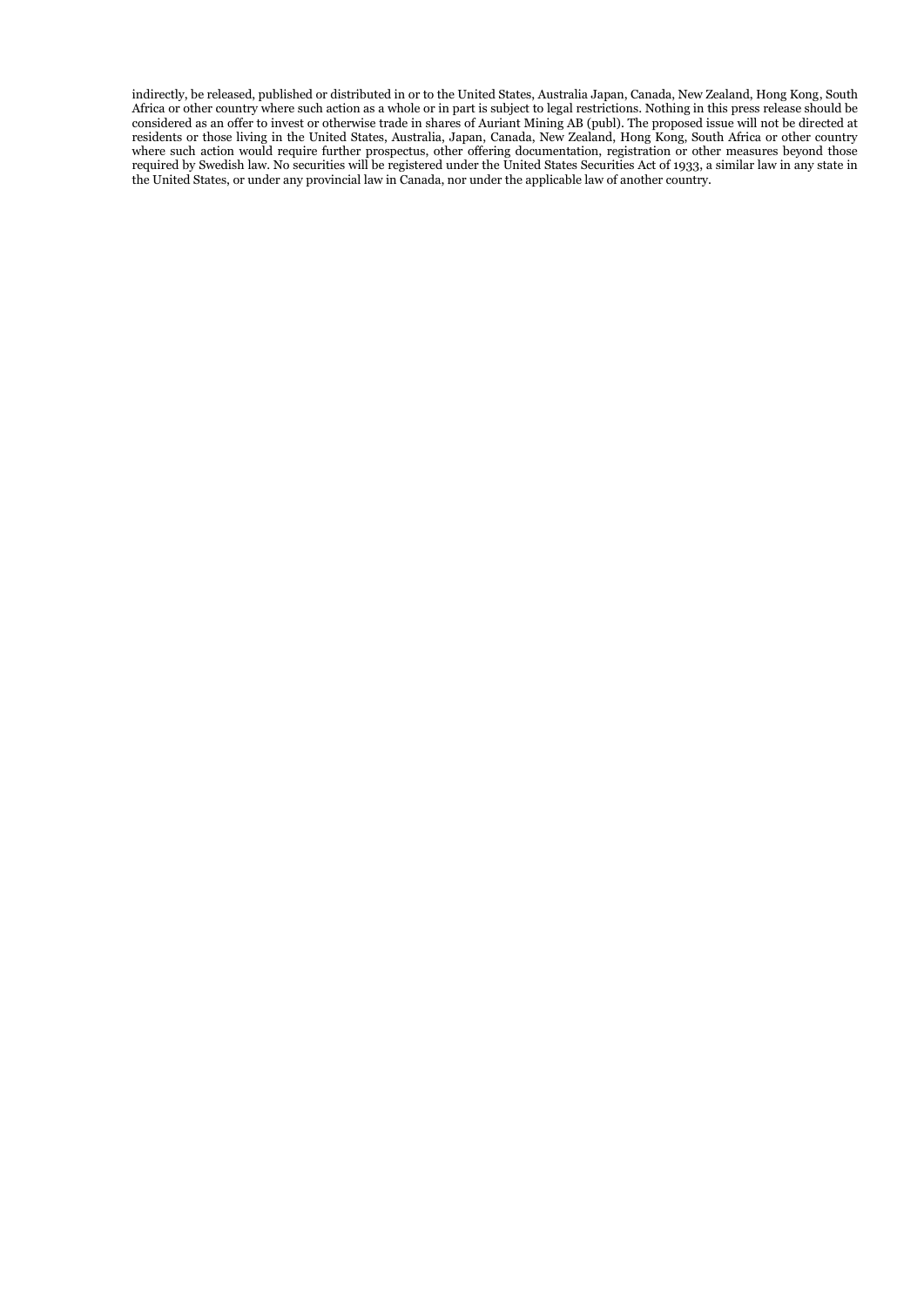indirectly, be released, published or distributed in or to the United States, Australia Japan, Canada, New Zealand, Hong Kong, South Africa or other country where such action as a whole or in part is subject to legal restrictions. Nothing in this press release should be considered as an offer to invest or otherwise trade in shares of Auriant Mining AB (publ). The proposed issue will not be directed at residents or those living in the United States, Australia, Japan, Canada, New Zealand, Hong Kong, South Africa or other country where such action would require further prospectus, other offering documentation, registration or other measures beyond those required by Swedish law. No securities will be registered under the United States Securities Act of 1933, a similar law in any state in the United States, or under any provincial law in Canada, nor under the applicable law of another country.